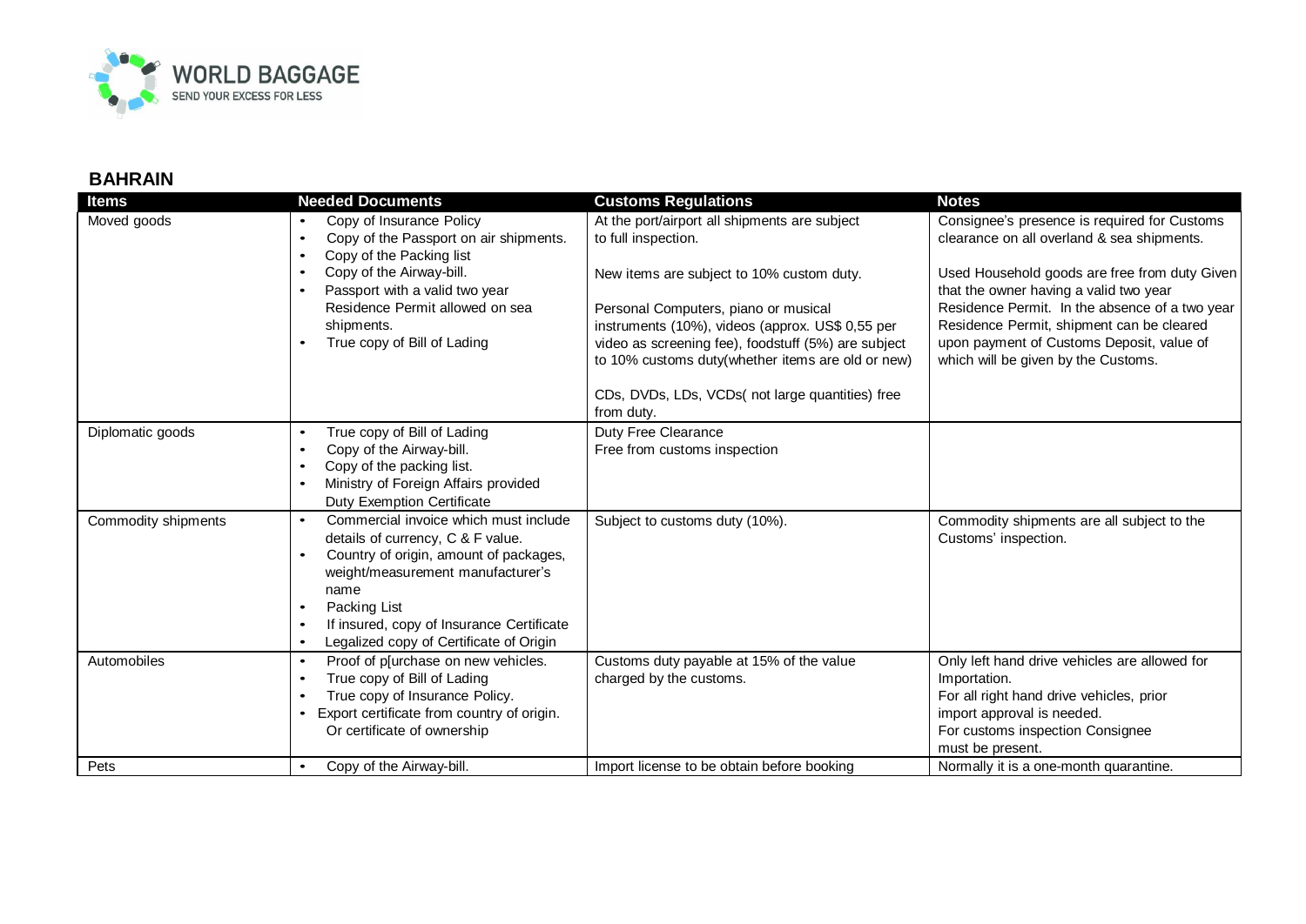# BAHRAIN

| Items | Needed Documents | Customs Regulations | Notes |
|---|---|---|---|
| Moved goods | • Copy of Insurance Policy<br>• Copy of the Passport on air shipments.<br>• Copy of the Packing list<br>• Copy of the Airway-bill.<br>• Passport with a valid two year Residence Permit allowed on sea shipments.<br>• True copy of Bill of Lading | At the port/airport all shipments are subject to full inspection.<br><br>New items are subject to 10% custom duty.<br><br>Personal Computers, piano or musical instruments (10%), videos (approx. US$ 0,55 per video as screening fee), foodstuff (5%) are subject to 10% customs duty(whether items are old or new)<br><br>CDs, DVDs, LDs, VCDs( not large quantities) free from duty. | Consignee's presence is required for Customs clearance on all overland & sea shipments.<br><br>Used Household goods are free from duty Given that the owner having a valid two year Residence Permit. In the absence of a two year Residence Permit, shipment can be cleared upon payment of Customs Deposit, value of which will be given by the Customs. |
| Diplomatic goods | • True copy of Bill of Lading<br>• Copy of the Airway-bill.<br>• Copy of the packing list.<br>• Ministry of Foreign Affairs provided Duty Exemption Certificate | Duty Free Clearance<br>Free from customs inspection | |
| Commodity shipments | • Commercial invoice which must include details of currency, C & F value.<br>• Country of origin, amount of packages, weight/measurement manufacturer's name<br>• Packing List<br>• If insured, copy of Insurance Certificate<br>• Legalized copy of Certificate of Origin | Subject to customs duty (10%). | Commodity shipments are all subject to the Customs' inspection. |
| Automobiles | • Proof of p[urchase on new vehicles.<br>• True copy of Bill of Lading<br>• True copy of Insurance Policy.<br>• Export certificate from country of origin. Or certificate of ownership | Customs duty payable at 15% of the value charged by the customs. | Only left hand drive vehicles are allowed for Importation.<br>For all right hand drive vehicles, prior import approval is needed.<br>For customs inspection Consignee must be present. |
| Pets | • Copy of the Airway-bill. | Import license to be obtain before booking | Normally it is a one-month quarantine. |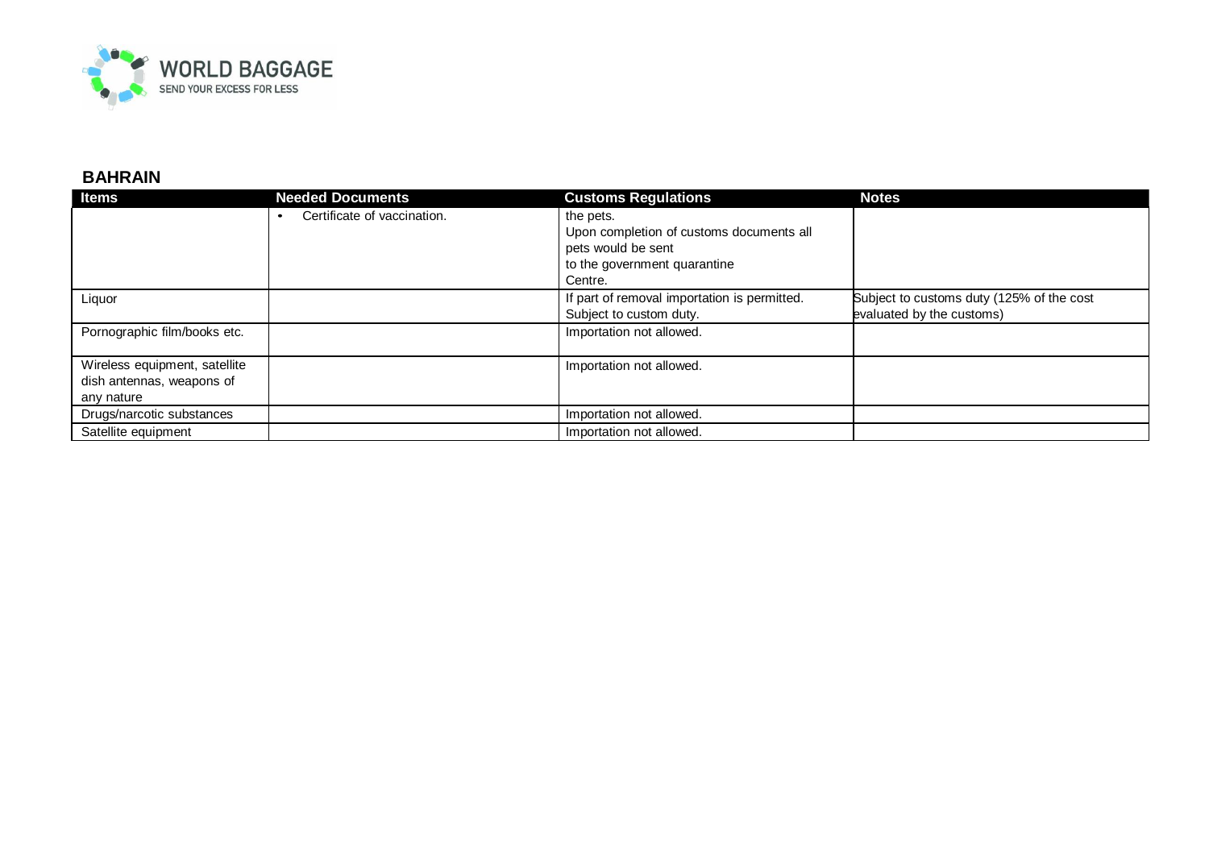## BAHRAIN

| Items | Needed Documents | Customs Regulations | Notes |
|---|---|---|---|
| | • Certificate of vaccination. | the pets.<br>Upon completion of customs documents all pets would be sent to the government quarantine Centre. | |
| Liquor | | If part of removal importation is permitted. Subject to custom duty. | Subject to customs duty (125% of the cost evaluated by the customs) |
| Pornographic film/books etc. | | Importation not allowed. | |
| Wireless equipment, satellite dish antennas, weapons of any nature | | Importation not allowed. | |
| Drugs/narcotic substances | | Importation not allowed. | |
| Satellite equipment | | Importation not allowed. | |